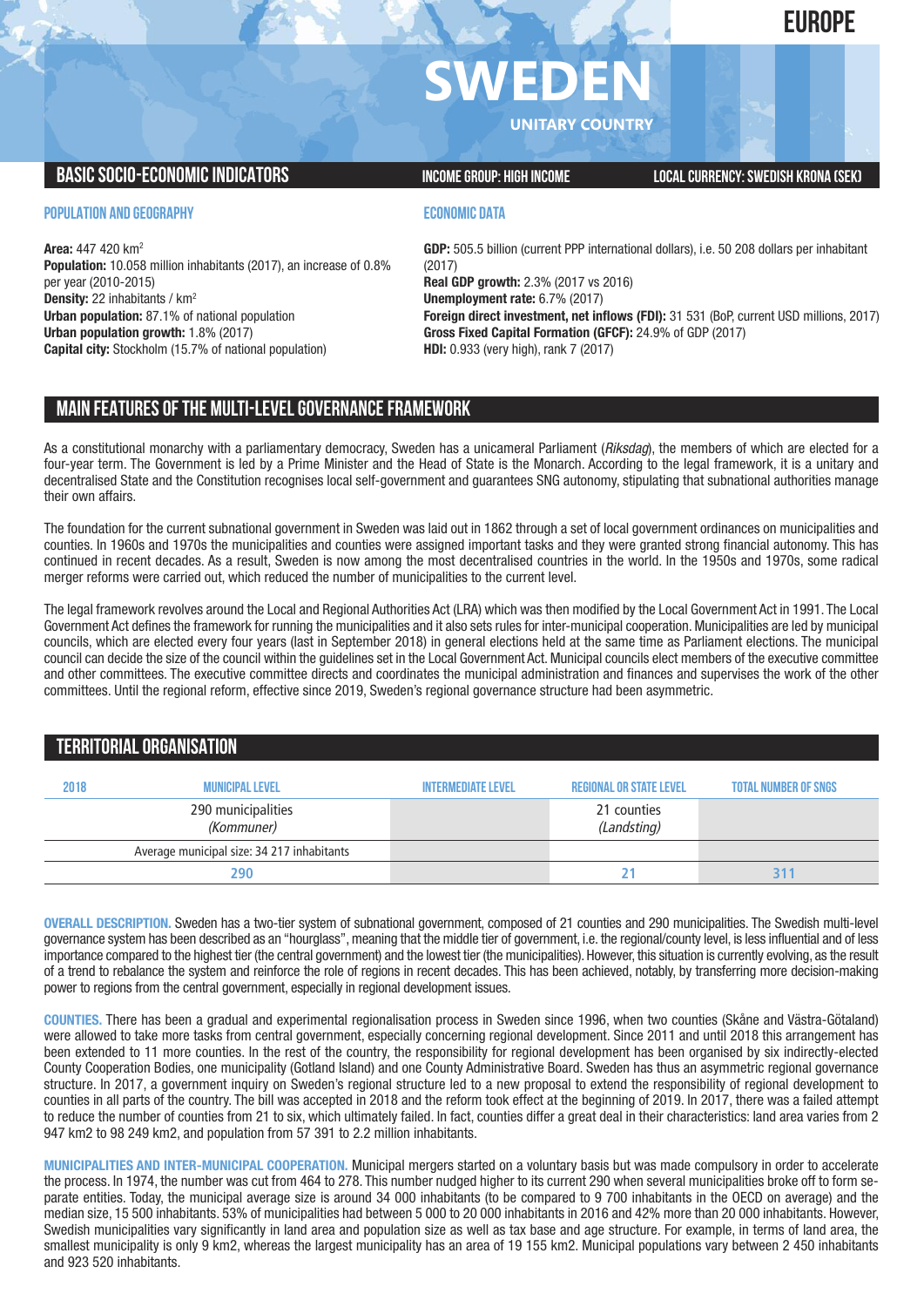# EUROPE

# SWEDEN

UNITARY COUNTRY

## BASIC SOCIO-ECONOMIC INDICATORS

INCOME GROUP: HIGH INCOME

LOCAL CURRENCY: SWEDISH KRONA (SEK)

### POPULATION AND GEOGRAPHY

**Area:** 447 420 km$^2$
**Population:** 10.058 million inhabitants (2017), an increase of 0.8% per year (2010-2015)
**Density:** 22 inhabitants / km$^2$
**Urban population:** 87.1% of national population
**Urban population growth:** 1.8% (2017)
**Capital city:** Stockholm (15.7% of national population)

### ECONOMIC DATA

**GDP:** 505.5 billion (current PPP international dollars), i.e. 50 208 dollars per inhabitant (2017)
**Real GDP growth:** 2.3% (2017 vs 2016)
**Unemployment rate:** 6.7% (2017)
**Foreign direct investment, net inflows (FDI):** 31 531 (BoP, current USD millions, 2017)
**Gross Fixed Capital Formation (GFCF):** 24.9% of GDP (2017)
**HDI:** 0.933 (very high), rank 7 (2017)

## MAIN FEATURES OF THE MULTI-LEVEL GOVERNANCE FRAMEWORK

As a constitutional monarchy with a parliamentary democracy, Sweden has a unicameral Parliament (*Riksdag*), the members of which are elected for a four-year term. The Government is led by a Prime Minister and the Head of State is the Monarch. According to the legal framework, it is a unitary and decentralised State and the Constitution recognises local self-government and guarantees SNG autonomy, stipulating that subnational authorities manage their own affairs.

The foundation for the current subnational government in Sweden was laid out in 1862 through a set of local government ordinances on municipalities and counties. In 1960s and 1970s the municipalities and counties were assigned important tasks and they were granted strong financial autonomy. This has continued in recent decades. As a result, Sweden is now among the most decentralised countries in the world. In the 1950s and 1970s, some radical merger reforms were carried out, which reduced the number of municipalities to the current level.

The legal framework revolves around the Local and Regional Authorities Act (LRA) which was then modified by the Local Government Act in 1991. The Local Government Act defines the framework for running the municipalities and it also sets rules for inter-municipal cooperation. Municipalities are led by municipal councils, which are elected every four years (last in September 2018) in general elections held at the same time as Parliament elections. The municipal council can decide the size of the council within the guidelines set in the Local Government Act. Municipal councils elect members of the executive committee and other committees. The executive committee directs and coordinates the municipal administration and finances and supervises the work of the other committees. Until the regional reform, effective since 2019, Sweden's regional governance structure had been asymmetric.

## TERRITORIAL ORGANISATION

| 2018 | MUNICIPAL LEVEL | INTERMEDIATE LEVEL | REGIONAL OR STATE LEVEL | TOTAL NUMBER OF SNGS |
|---|---|---|---|---|
| | 290 municipalities *(Kommuner)* | | 21 counties *(Landsting)* | |
| | Average municipal size: 34 217 inhabitants | | | |
| | 290 | | 21 | 311 |

**OVERALL DESCRIPTION.** Sweden has a two-tier system of subnational government, composed of 21 counties and 290 municipalities. The Swedish multi-level governance system has been described as an "hourglass", meaning that the middle tier of government, i.e. the regional/county level, is less influential and of less importance compared to the highest tier (the central government) and the lowest tier (the municipalities). However, this situation is currently evolving, as the result of a trend to rebalance the system and reinforce the role of regions in recent decades. This has been achieved, notably, by transferring more decision-making power to regions from the central government, especially in regional development issues.

**COUNTIES.** There has been a gradual and experimental regionalisation process in Sweden since 1996, when two counties (Skåne and Västra-Götaland) were allowed to take more tasks from central government, especially concerning regional development. Since 2011 and until 2018 this arrangement has been extended to 11 more counties. In the rest of the country, the responsibility for regional development has been organised by six indirectly-elected County Cooperation Bodies, one municipality (Gotland Island) and one County Administrative Board. Sweden has thus an asymmetric regional governance structure. In 2017, a government inquiry on Sweden's regional structure led to a new proposal to extend the responsibility of regional development to counties in all parts of the country. The bill was accepted in 2018 and the reform took effect at the beginning of 2019. In 2017, there was a failed attempt to reduce the number of counties from 21 to six, which ultimately failed. In fact, counties differ a great deal in their characteristics: land area varies from 2 947 km2 to 98 249 km2, and population from 57 391 to 2.2 million inhabitants.

**MUNICIPALITIES AND INTER-MUNICIPAL COOPERATION.** Municipal mergers started on a voluntary basis but was made compulsory in order to accelerate the process. In 1974, the number was cut from 464 to 278. This number nudged higher to its current 290 when several municipalities broke off to form separate entities. Today, the municipal average size is around 34 000 inhabitants (to be compared to 9 700 inhabitants in the OECD on average) and the median size, 15 500 inhabitants. 53% of municipalities had between 5 000 to 20 000 inhabitants in 2016 and 42% more than 20 000 inhabitants. However, Swedish municipalities vary significantly in land area and population size as well as tax base and age structure. For example, in terms of land area, the smallest municipality is only 9 km2, whereas the largest municipality has an area of 19 155 km2. Municipal populations vary between 2 450 inhabitants and 923 520 inhabitants.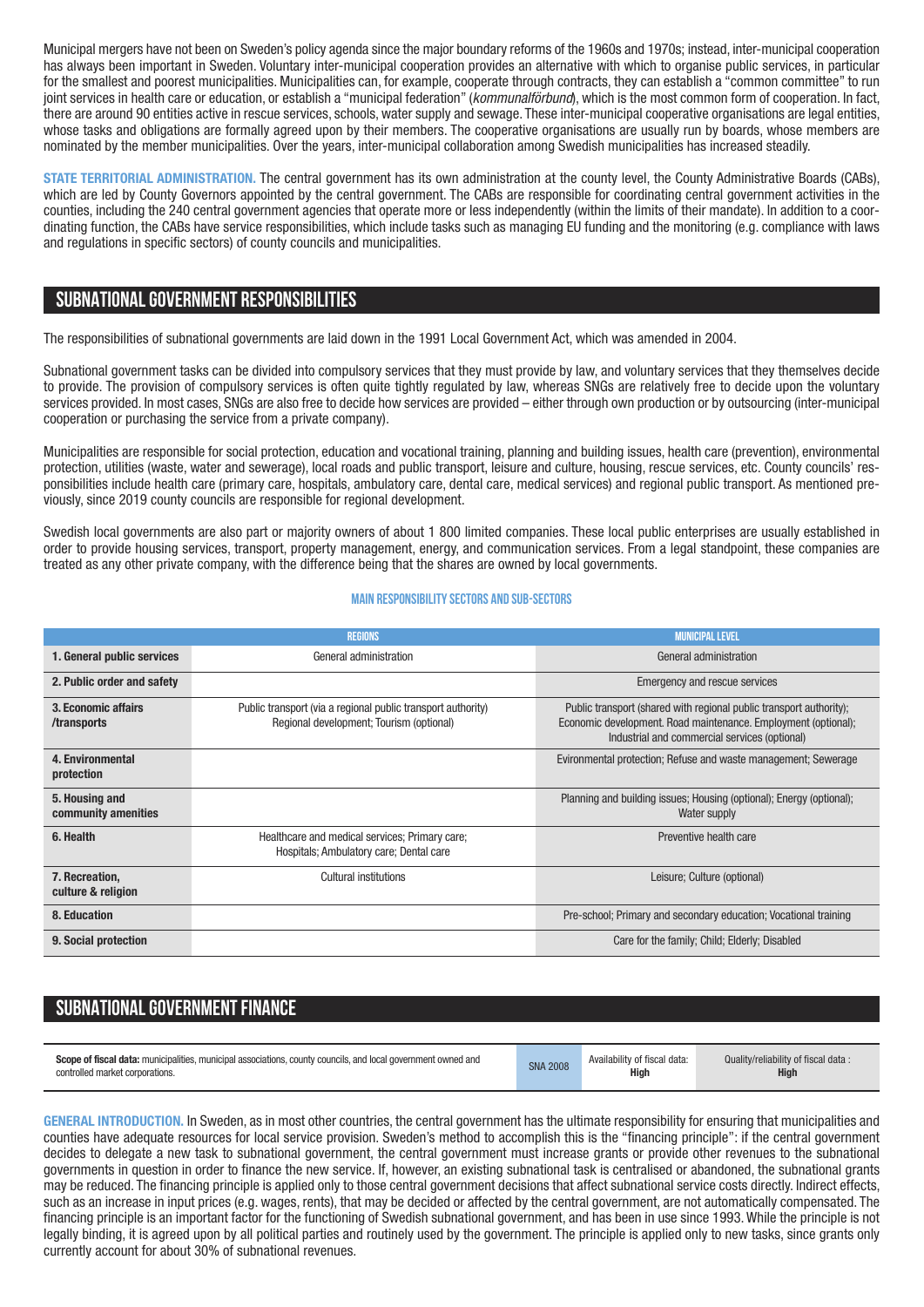Municipal mergers have not been on Sweden's policy agenda since the major boundary reforms of the 1960s and 1970s; instead, inter-municipal cooperation has always been important in Sweden. Voluntary inter-municipal cooperation provides an alternative with which to organise public services, in particular for the smallest and poorest municipalities. Municipalities can, for example, cooperate through contracts, they can establish a "common committee" to run joint services in health care or education, or establish a "municipal federation" (*kommunalförbund*), which is the most common form of cooperation. In fact, there are around 90 entities active in rescue services, schools, water supply and sewage. These inter-municipal cooperative organisations are legal entities, whose tasks and obligations are formally agreed upon by their members. The cooperative organisations are usually run by boards, whose members are nominated by the member municipalities. Over the years, inter-municipal collaboration among Swedish municipalities has increased steadily.

**STATE TERRITORIAL ADMINISTRATION.** The central government has its own administration at the county level, the County Administrative Boards (CABs), which are led by County Governors appointed by the central government. The CABs are responsible for coordinating central government activities in the counties, including the 240 central government agencies that operate more or less independently (within the limits of their mandate). In addition to a coordinating function, the CABs have service responsibilities, which include tasks such as managing EU funding and the monitoring (e.g. compliance with laws and regulations in specific sectors) of county councils and municipalities.

## SUBNATIONAL GOVERNMENT RESPONSIBILITIES

The responsibilities of subnational governments are laid down in the 1991 Local Government Act, which was amended in 2004.

Subnational government tasks can be divided into compulsory services that they must provide by law, and voluntary services that they themselves decide to provide. The provision of compulsory services is often quite tightly regulated by law, whereas SNGs are relatively free to decide upon the voluntary services provided. In most cases, SNGs are also free to decide how services are provided – either through own production or by outsourcing (inter-municipal cooperation or purchasing the service from a private company).

Municipalities are responsible for social protection, education and vocational training, planning and building issues, health care (prevention), environmental protection, utilities (waste, water and sewerage), local roads and public transport, leisure and culture, housing, rescue services, etc. County councils' responsibilities include health care (primary care, hospitals, ambulatory care, dental care, medical services) and regional public transport. As mentioned previously, since 2019 county councils are responsible for regional development.

Swedish local governments are also part or majority owners of about 1 800 limited companies. These local public enterprises are usually established in order to provide housing services, transport, property management, energy, and communication services. From a legal standpoint, these companies are treated as any other private company, with the difference being that the shares are owned by local governments.

### MAIN RESPONSIBILITY SECTORS AND SUB-SECTORS

| | REGIONS | MUNICIPAL LEVEL |
|---|---|---|
| **1. General public services** | General administration | General administration |
| **2. Public order and safety** | | Emergency and rescue services |
| **3. Economic affairs /transports** | Public transport (via a regional public transport authority) Regional development; Tourism (optional) | Public transport (shared with regional public transport authority); Economic development. Road maintenance. Employment (optional); Industrial and commercial services (optional) |
| **4. Environmental protection** | | Evironmental protection; Refuse and waste management; Sewerage |
| **5. Housing and community amenities** | | Planning and building issues; Housing (optional); Energy (optional); Water supply |
| **6. Health** | Healthcare and medical services; Primary care; Hospitals; Ambulatory care; Dental care | Preventive health care |
| **7. Recreation, culture & religion** | Cultural institutions | Leisure; Culture (optional) |
| **8. Education** | | Pre-school; Primary and secondary education; Vocational training |
| **9. Social protection** | | Care for the family; Child; Elderly; Disabled |

## SUBNATIONAL GOVERNMENT FINANCE

| **Scope of fiscal data:** municipalities, municipal associations, county councils, and local government owned and controlled market corporations. | SNA 2008 | Availability of fiscal data: **High** | Quality/reliability of fiscal data : **High** |
|---|---|---|---|

**GENERAL INTRODUCTION.** In Sweden, as in most other countries, the central government has the ultimate responsibility for ensuring that municipalities and counties have adequate resources for local service provision. Sweden's method to accomplish this is the "financing principle": if the central government decides to delegate a new task to subnational government, the central government must increase grants or provide other revenues to the subnational governments in question in order to finance the new service. If, however, an existing subnational task is centralised or abandoned, the subnational grants may be reduced. The financing principle is applied only to those central government decisions that affect subnational service costs directly. Indirect effects, such as an increase in input prices (e.g. wages, rents), that may be decided or affected by the central government, are not automatically compensated. The financing principle is an important factor for the functioning of Swedish subnational government, and has been in use since 1993. While the principle is not legally binding, it is agreed upon by all political parties and routinely used by the government. The principle is applied only to new tasks, since grants only currently account for about 30% of subnational revenues.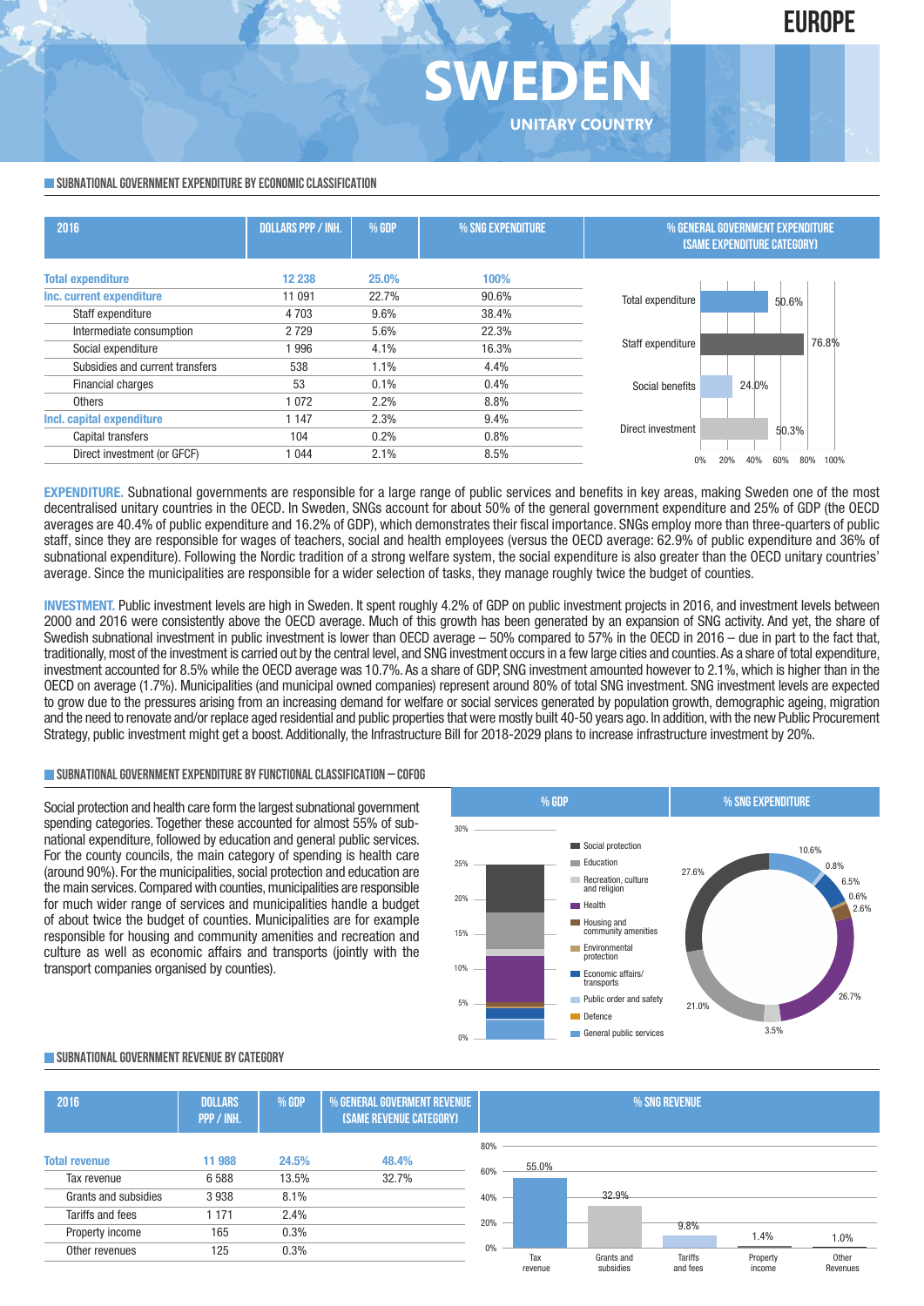# SWEDEN

EUROPE

UNITARY COUNTRY

## SUBNATIONAL GOVERNMENT EXPENDITURE BY ECONOMIC CLASSIFICATION

| 2016 | DOLLARS PPP / INH. | % GDP | % SNG EXPENDITURE |
|---|---|---|---|
| **Total expenditure** | **12 238** | **25.0%** | **100%** |
| **Inc. current expenditure** | 11 091 | 22.7% | 90.6% |
| Staff expenditure | 4 703 | 9.6% | 38.4% |
| Intermediate consumption | 2 729 | 5.6% | 22.3% |
| Social expenditure | 1 996 | 4.1% | 16.3% |
| Subsidies and current transfers | 538 | 1.1% | 4.4% |
| Financial charges | 53 | 0.1% | 0.4% |
| Others | 1 072 | 2.2% | 8.8% |
| **Incl. capital expenditure** | 1 147 | 2.3% | 9.4% |
| Capital transfers | 104 | 0.2% | 0.8% |
| Direct investment (or GFCF) | 1 044 | 2.1% | 8.5% |

% GENERAL GOVERNMENT EXPENDITURE (SAME EXPENDITURE CATEGORY)

| Category | % |
|---|---|
| Total expenditure | 50.6% |
| Staff expenditure | 76.8% |
| Social benefits | 24.0% |
| Direct investment | 50.3% |

**EXPENDITURE.** Subnational governments are responsible for a large range of public services and benefits in key areas, making Sweden one of the most decentralised unitary countries in the OECD. In Sweden, SNGs account for about 50% of the general government expenditure and 25% of GDP (the OECD averages are 40.4% of public expenditure and 16.2% of GDP), which demonstrates their fiscal importance. SNGs employ more than three-quarters of public staff, since they are responsible for wages of teachers, social and health employees (versus the OECD average: 62.9% of public expenditure and 36% of subnational expenditure). Following the Nordic tradition of a strong welfare system, the social expenditure is also greater than the OECD unitary countries' average. Since the municipalities are responsible for a wider selection of tasks, they manage roughly twice the budget of counties.

**INVESTMENT.** Public investment levels are high in Sweden. It spent roughly 4.2% of GDP on public investment projects in 2016, and investment levels between 2000 and 2016 were consistently above the OECD average. Much of this growth has been generated by an expansion of SNG activity. And yet, the share of Swedish subnational investment in public investment is lower than OECD average – 50% compared to 57% in the OECD in 2016 – due in part to the fact that, traditionally, most of the investment is carried out by the central level, and SNG investment occurs in a few large cities and counties. As a share of total expenditure, investment accounted for 8.5% while the OECD average was 10.7%. As a share of GDP, SNG investment amounted however to 2.1%, which is higher than in the OECD on average (1.7%). Municipalities (and municipal owned companies) represent around 80% of total SNG investment. SNG investment levels are expected to grow due to the pressures arising from an increasing demand for welfare or social services generated by population growth, demographic ageing, migration and the need to renovate and/or replace aged residential and public properties that were mostly built 40-50 years ago. In addition, with the new Public Procurement Strategy, public investment might get a boost. Additionally, the Infrastructure Bill for 2018-2029 plans to increase infrastructure investment by 20%.

## SUBNATIONAL GOVERNMENT EXPENDITURE BY FUNCTIONAL CLASSIFICATION – COFOG

Social protection and health care form the largest subnational government spending categories. Together these accounted for almost 55% of subnational expenditure, followed by education and general public services. For the county councils, the main category of spending is health care (around 90%). For the municipalities, social protection and education are the main services. Compared with counties, municipalities are responsible for much wider range of services and municipalities handle a budget of about twice the budget of counties. Municipalities are for example responsible for housing and community amenities and recreation and culture as well as economic affairs and transports (jointly with the transport companies organised by counties).

% SNG EXPENDITURE

| Function | % SNG expenditure |
|---|---|
| Social protection | 27.6% |
| Education | 21.0% |
| Recreation, culture and religion | 3.5% |
| Health | 26.7% |
| Housing and community amenities | 2.6% |
| Environmental protection | 0.6% |
| Economic affairs/transports | 6.5% |
| Public order and safety | 0.8% |
| Defence | |
| General public services | 10.6% |

## SUBNATIONAL GOVERNMENT REVENUE BY CATEGORY

| 2016 | DOLLARS PPP / INH. | % GDP | % GENERAL GOVERMENT REVENUE (SAME REVENUE CATEGORY) | % SNG REVENUE |
|---|---|---|---|---|
| **Total revenue** | **11 988** | **24.5%** | **48.4%** | |
| Tax revenue | 6 588 | 13.5% | 32.7% | 55.0% |
| Grants and subsidies | 3 938 | 8.1% | | 32.9% |
| Tariffs and fees | 1 171 | 2.4% | | 9.8% |
| Property income | 165 | 0.3% | | 1.4% |
| Other revenues | 125 | 0.3% | | 1.0% |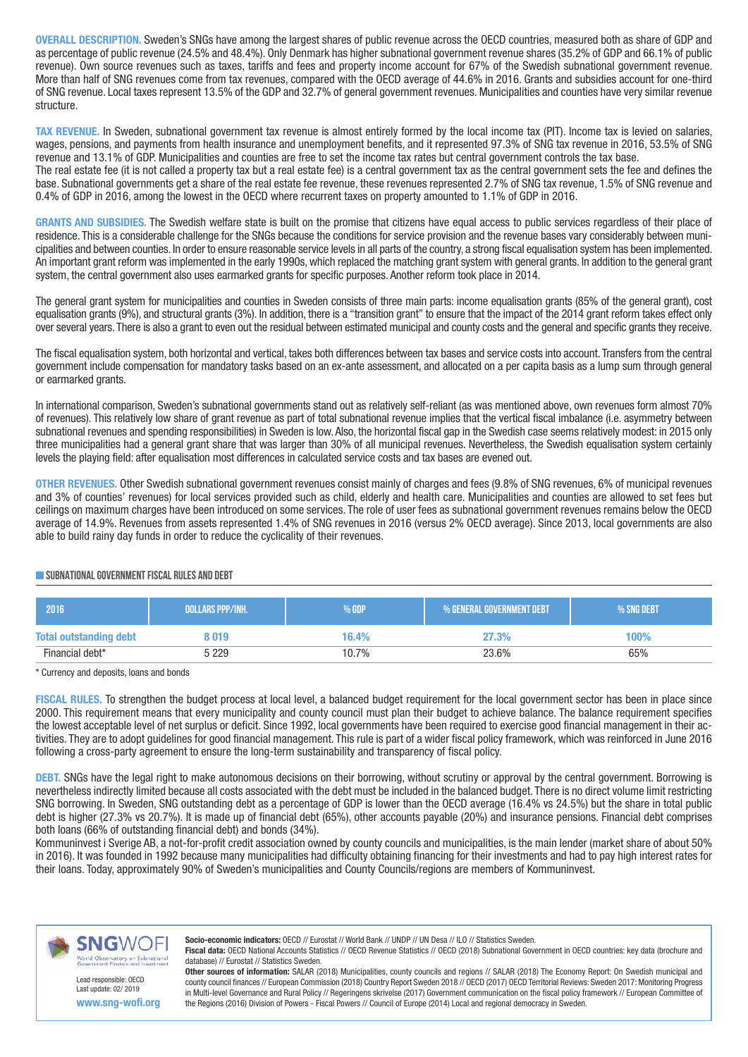**OVERALL DESCRIPTION.** Sweden's SNGs have among the largest shares of public revenue across the OECD countries, measured both as share of GDP and as percentage of public revenue (24.5% and 48.4%). Only Denmark has higher subnational government revenue shares (35.2% of GDP and 66.1% of public revenue). Own source revenues such as taxes, tariffs and fees and property income account for 67% of the Swedish subnational government revenue. More than half of SNG revenues come from tax revenues, compared with the OECD average of 44.6% in 2016. Grants and subsidies account for one-third of SNG revenue. Local taxes represent 13.5% of the GDP and 32.7% of general government revenues. Municipalities and counties have very similar revenue structure.

**TAX REVENUE.** In Sweden, subnational government tax revenue is almost entirely formed by the local income tax (PIT). Income tax is levied on salaries, wages, pensions, and payments from health insurance and unemployment benefits, and it represented 97.3% of SNG tax revenue in 2016, 53.5% of SNG revenue and 13.1% of GDP. Municipalities and counties are free to set the income tax rates but central government controls the tax base.
The real estate fee (it is not called a property tax but a real estate fee) is a central government tax as the central government sets the fee and defines the base. Subnational governments get a share of the real estate fee revenue, these revenues represented 2.7% of SNG tax revenue, 1.5% of SNG revenue and 0.4% of GDP in 2016, among the lowest in the OECD where recurrent taxes on property amounted to 1.1% of GDP in 2016.

**GRANTS AND SUBSIDIES.** The Swedish welfare state is built on the promise that citizens have equal access to public services regardless of their place of residence. This is a considerable challenge for the SNGs because the conditions for service provision and the revenue bases vary considerably between municipalities and between counties. In order to ensure reasonable service levels in all parts of the country, a strong fiscal equalisation system has been implemented. An important grant reform was implemented in the early 1990s, which replaced the matching grant system with general grants. In addition to the general grant system, the central government also uses earmarked grants for specific purposes. Another reform took place in 2014.

The general grant system for municipalities and counties in Sweden consists of three main parts: income equalisation grants (85% of the general grant), cost equalisation grants (9%), and structural grants (3%). In addition, there is a "transition grant" to ensure that the impact of the 2014 grant reform takes effect only over several years. There is also a grant to even out the residual between estimated municipal and county costs and the general and specific grants they receive.

The fiscal equalisation system, both horizontal and vertical, takes both differences between tax bases and service costs into account. Transfers from the central government include compensation for mandatory tasks based on an ex-ante assessment, and allocated on a per capita basis as a lump sum through general or earmarked grants.

In international comparison, Sweden's subnational governments stand out as relatively self-reliant (as was mentioned above, own revenues form almost 70% of revenues). This relatively low share of grant revenue as part of total subnational revenue implies that the vertical fiscal imbalance (i.e. asymmetry between subnational revenues and spending responsibilities) in Sweden is low. Also, the horizontal fiscal gap in the Swedish case seems relatively modest: in 2015 only three municipalities had a general grant share that was larger than 30% of all municipal revenues. Nevertheless, the Swedish equalisation system certainly levels the playing field: after equalisation most differences in calculated service costs and tax bases are evened out.

**OTHER REVENUES.** Other Swedish subnational government revenues consist mainly of charges and fees (9.8% of SNG revenues, 6% of municipal revenues and 3% of counties' revenues) for local services provided such as child, elderly and health care. Municipalities and counties are allowed to set fees but ceilings on maximum charges have been introduced on some services. The role of user fees as subnational government revenues remains below the OECD average of 14.9%. Revenues from assets represented 1.4% of SNG revenues in 2016 (versus 2% OECD average). Since 2013, local governments are also able to build rainy day funds in order to reduce the cyclicality of their revenues.

## SUBNATIONAL GOVERNMENT FISCAL RULES AND DEBT

| 2016 | DOLLARS PPP/INH. | % GDP | % GENERAL GOVERNMENT DEBT | % SNG DEBT |
|---|---|---|---|---|
| **Total outstanding debt** | **8 019** | **16.4%** | **27.3%** | **100%** |
| Financial debt* | 5 229 | 10.7% | 23.6% | 65% |

\* Currency and deposits, loans and bonds

**FISCAL RULES.** To strengthen the budget process at local level, a balanced budget requirement for the local government sector has been in place since 2000. This requirement means that every municipality and county council must plan their budget to achieve balance. The balance requirement specifies the lowest acceptable level of net surplus or deficit. Since 1992, local governments have been required to exercise good financial management in their activities. They are to adopt guidelines for good financial management. This rule is part of a wider fiscal policy framework, which was reinforced in June 2016 following a cross-party agreement to ensure the long-term sustainability and transparency of fiscal policy.

**DEBT.** SNGs have the legal right to make autonomous decisions on their borrowing, without scrutiny or approval by the central government. Borrowing is nevertheless indirectly limited because all costs associated with the debt must be included in the balanced budget. There is no direct volume limit restricting SNG borrowing. In Sweden, SNG outstanding debt as a percentage of GDP is lower than the OECD average (16.4% vs 24.5%) but the share in total public debt is higher (27.3% vs 20.7%). It is made up of financial debt (65%), other accounts payable (20%) and insurance pensions. Financial debt comprises both loans (66% of outstanding financial debt) and bonds (34%).
Kommuninvest i Sverige AB, a not-for-profit credit association owned by county councils and municipalities, is the main lender (market share of about 50% in 2016). It was founded in 1992 because many municipalities had difficulty obtaining financing for their investments and had to pay high interest rates for their loans. Today, approximately 90% of Sweden's municipalities and County Councils/regions are members of Kommuninvest.

SNGWOFI World Observatory on Subnational Government Finance and Investment

Lead responsible: OECD
Last update: 02/ 2019
www.sng-wofi.org

**Socio-economic indicators:** OECD // Eurostat // World Bank // UNDP // UN Desa // ILO // Statistics Sweden.
**Fiscal data:** OECD National Accounts Statistics // OECD Revenue Statistics // OECD (2018) Subnational Government in OECD countries: key data (brochure and database) // Eurostat // Statistics Sweden.
**Other sources of information:** SALAR (2018) Municipalities, county councils and regions // SALAR (2018) The Economy Report: On Swedish municipal and county council finances // European Commission (2018) Country Report Sweden 2018 // OECD (2017) OECD Territorial Reviews: Sweden 2017: Monitoring Progress in Multi-level Governance and Rural Policy // Regeringens skrivelse (2017) Government communication on the fiscal policy framework // European Committee of the Regions (2016) Division of Powers - Fiscal Powers // Council of Europe (2014) Local and regional democracy in Sweden.